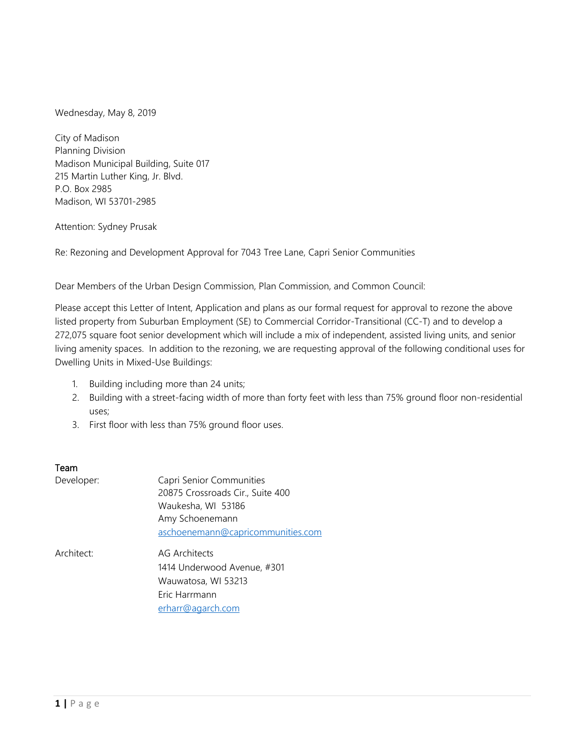Wednesday, May 8, 2019

City of Madison  
Planning Division  
Madison Municipal Building, Suite 017  
215 Martin Luther King, Jr. Blvd.  
P.O. Box 2985  
Madison, WI 53701-2985

Attention: Sydney Prusak

Re: Rezoning and Development Approval for 7043 Tree Lane, Capri Senior Communities

Dear Members of the Urban Design Commission, Plan Commission, and Common Council:

Please accept this Letter of Intent, Application and plans as our formal request for approval to rezone the above listed property from Suburban Employment (SE) to Commercial Corridor-Transitional (CC-T) and to develop a 272,075 square foot senior development which will include a mix of independent, assisted living units, and senior living amenity spaces. In addition to the rezoning, we are requesting approval of the following conditional uses for Dwelling Units in Mixed-Use Buildings:

1. Building including more than 24 units;
2. Building with a street-facing width of more than forty feet with less than 75% ground floor non-residential uses;
3. First floor with less than 75% ground floor uses.

**Team**

| | |
|---|---|
| Developer: | Capri Senior Communities<br>20875 Crossroads Cir., Suite 400<br>Waukesha, WI 53186<br>Amy Schoenemann<br>aschoenemann@capricommunities.com |
| Architect: | AG Architects<br>1414 Underwood Avenue, #301<br>Wauwatosa, WI 53213<br>Eric Harrmann<br>erharr@agarch.com |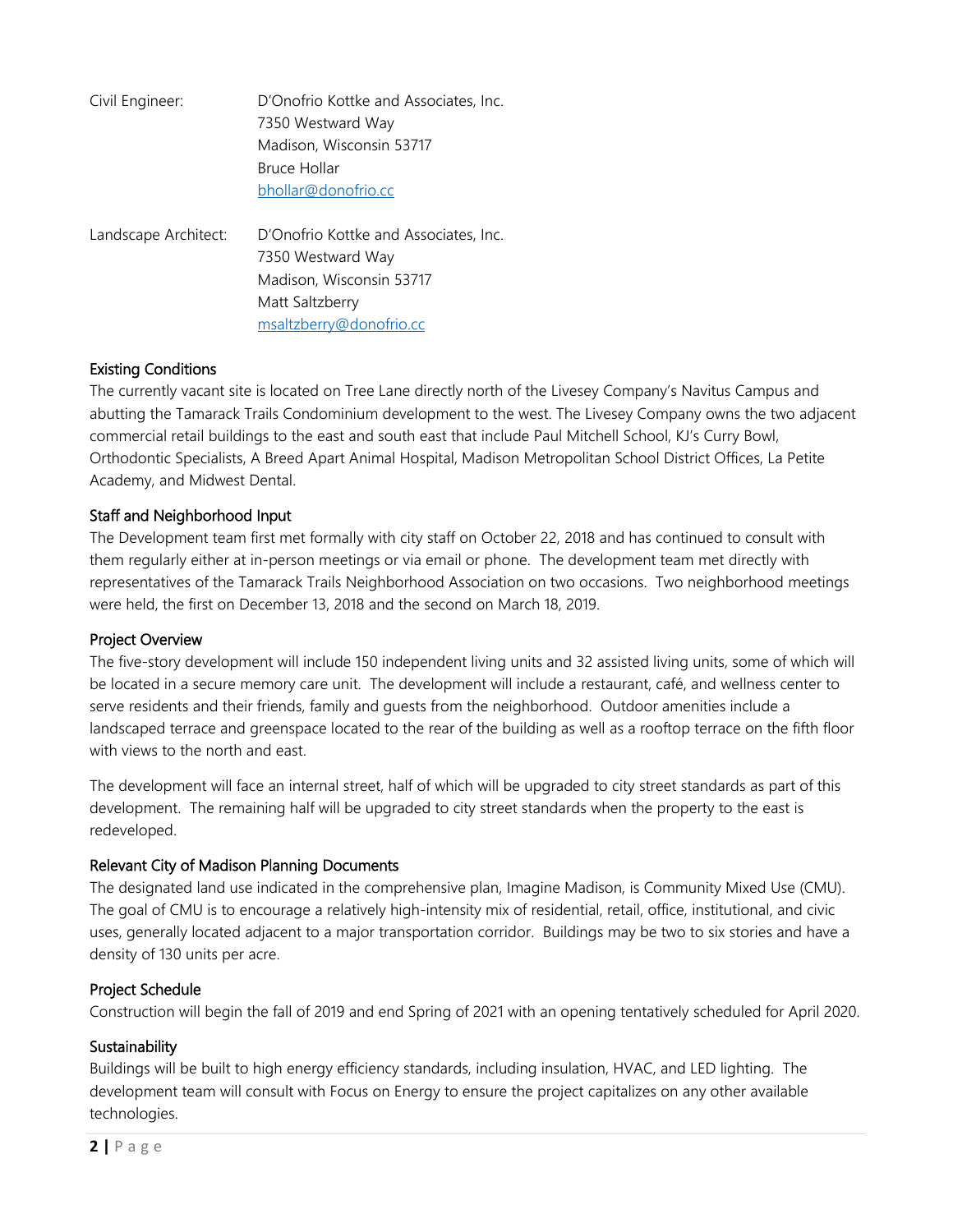| | |
|---|---|
| Civil Engineer: | D'Onofrio Kottke and Associates, Inc.<br>7350 Westward Way<br>Madison, Wisconsin 53717<br>Bruce Hollar<br>bhollar@donofrio.cc |
| Landscape Architect: | D'Onofrio Kottke and Associates, Inc.<br>7350 Westward Way<br>Madison, Wisconsin 53717<br>Matt Saltzberry<br>msaltzberry@donofrio.cc |

## Existing Conditions

The currently vacant site is located on Tree Lane directly north of the Livesey Company's Navitus Campus and abutting the Tamarack Trails Condominium development to the west. The Livesey Company owns the two adjacent commercial retail buildings to the east and south east that include Paul Mitchell School, KJ's Curry Bowl, Orthodontic Specialists, A Breed Apart Animal Hospital, Madison Metropolitan School District Offices, La Petite Academy, and Midwest Dental.

## Staff and Neighborhood Input

The Development team first met formally with city staff on October 22, 2018 and has continued to consult with them regularly either at in-person meetings or via email or phone. The development team met directly with representatives of the Tamarack Trails Neighborhood Association on two occasions. Two neighborhood meetings were held, the first on December 13, 2018 and the second on March 18, 2019.

## Project Overview

The five-story development will include 150 independent living units and 32 assisted living units, some of which will be located in a secure memory care unit. The development will include a restaurant, café, and wellness center to serve residents and their friends, family and guests from the neighborhood. Outdoor amenities include a landscaped terrace and greenspace located to the rear of the building as well as a rooftop terrace on the fifth floor with views to the north and east.

The development will face an internal street, half of which will be upgraded to city street standards as part of this development. The remaining half will be upgraded to city street standards when the property to the east is redeveloped.

## Relevant City of Madison Planning Documents

The designated land use indicated in the comprehensive plan, Imagine Madison, is Community Mixed Use (CMU). The goal of CMU is to encourage a relatively high-intensity mix of residential, retail, office, institutional, and civic uses, generally located adjacent to a major transportation corridor. Buildings may be two to six stories and have a density of 130 units per acre.

## Project Schedule

Construction will begin the fall of 2019 and end Spring of 2021 with an opening tentatively scheduled for April 2020.

## Sustainability

Buildings will be built to high energy efficiency standards, including insulation, HVAC, and LED lighting. The development team will consult with Focus on Energy to ensure the project capitalizes on any other available technologies.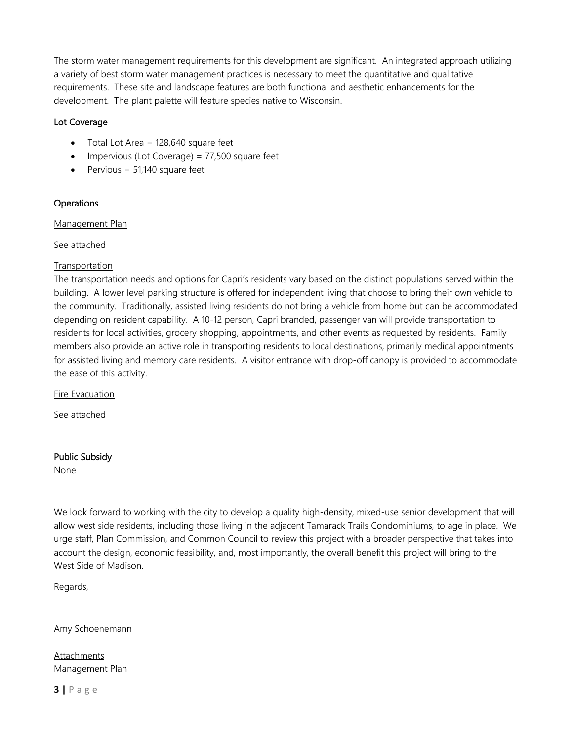The storm water management requirements for this development are significant. An integrated approach utilizing a variety of best storm water management practices is necessary to meet the quantitative and qualitative requirements. These site and landscape features are both functional and aesthetic enhancements for the development. The plant palette will feature species native to Wisconsin.

### Lot Coverage

- Total Lot Area = 128,640 square feet
- Impervious (Lot Coverage) = 77,500 square feet
- Pervious = 51,140 square feet

### Operations

<u>Management Plan</u>

See attached

<u>Transportation</u>

The transportation needs and options for Capri's residents vary based on the distinct populations served within the building. A lower level parking structure is offered for independent living that choose to bring their own vehicle to the community. Traditionally, assisted living residents do not bring a vehicle from home but can be accommodated depending on resident capability. A 10-12 person, Capri branded, passenger van will provide transportation to residents for local activities, grocery shopping, appointments, and other events as requested by residents. Family members also provide an active role in transporting residents to local destinations, primarily medical appointments for assisted living and memory care residents. A visitor entrance with drop-off canopy is provided to accommodate the ease of this activity.

<u>Fire Evacuation</u>

See attached

### Public Subsidy

None

We look forward to working with the city to develop a quality high-density, mixed-use senior development that will allow west side residents, including those living in the adjacent Tamarack Trails Condominiums, to age in place. We urge staff, Plan Commission, and Common Council to review this project with a broader perspective that takes into account the design, economic feasibility, and, most importantly, the overall benefit this project will bring to the West Side of Madison.

Regards,

Amy Schoenemann

<u>Attachments</u>

Management Plan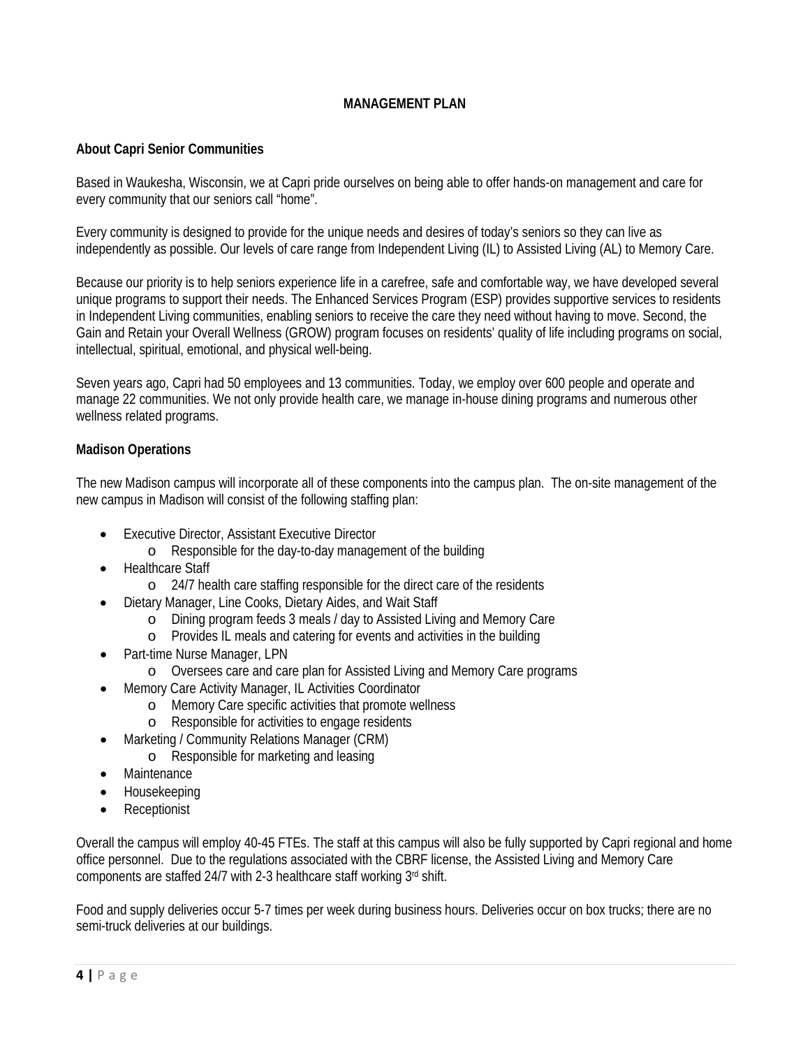# MANAGEMENT PLAN

## About Capri Senior Communities

Based in Waukesha, Wisconsin, we at Capri pride ourselves on being able to offer hands-on management and care for every community that our seniors call "home".

Every community is designed to provide for the unique needs and desires of today's seniors so they can live as independently as possible. Our levels of care range from Independent Living (IL) to Assisted Living (AL) to Memory Care.

Because our priority is to help seniors experience life in a carefree, safe and comfortable way, we have developed several unique programs to support their needs. The Enhanced Services Program (ESP) provides supportive services to residents in Independent Living communities, enabling seniors to receive the care they need without having to move. Second, the Gain and Retain your Overall Wellness (GROW) program focuses on residents' quality of life including programs on social, intellectual, spiritual, emotional, and physical well-being.

Seven years ago, Capri had 50 employees and 13 communities. Today, we employ over 600 people and operate and manage 22 communities. We not only provide health care, we manage in-house dining programs and numerous other wellness related programs.

## Madison Operations

The new Madison campus will incorporate all of these components into the campus plan. The on-site management of the new campus in Madison will consist of the following staffing plan:

- Executive Director, Assistant Executive Director
  - Responsible for the day-to-day management of the building
- Healthcare Staff
  - 24/7 health care staffing responsible for the direct care of the residents
- Dietary Manager, Line Cooks, Dietary Aides, and Wait Staff
  - Dining program feeds 3 meals / day to Assisted Living and Memory Care
  - Provides IL meals and catering for events and activities in the building
- Part-time Nurse Manager, LPN
  - Oversees care and care plan for Assisted Living and Memory Care programs
- Memory Care Activity Manager, IL Activities Coordinator
  - Memory Care specific activities that promote wellness
  - Responsible for activities to engage residents
- Marketing / Community Relations Manager (CRM)
  - Responsible for marketing and leasing
- Maintenance
- Housekeeping
- Receptionist

Overall the campus will employ 40-45 FTEs. The staff at this campus will also be fully supported by Capri regional and home office personnel. Due to the regulations associated with the CBRF license, the Assisted Living and Memory Care components are staffed 24/7 with 2-3 healthcare staff working 3rd shift.

Food and supply deliveries occur 5-7 times per week during business hours. Deliveries occur on box trucks; there are no semi-truck deliveries at our buildings.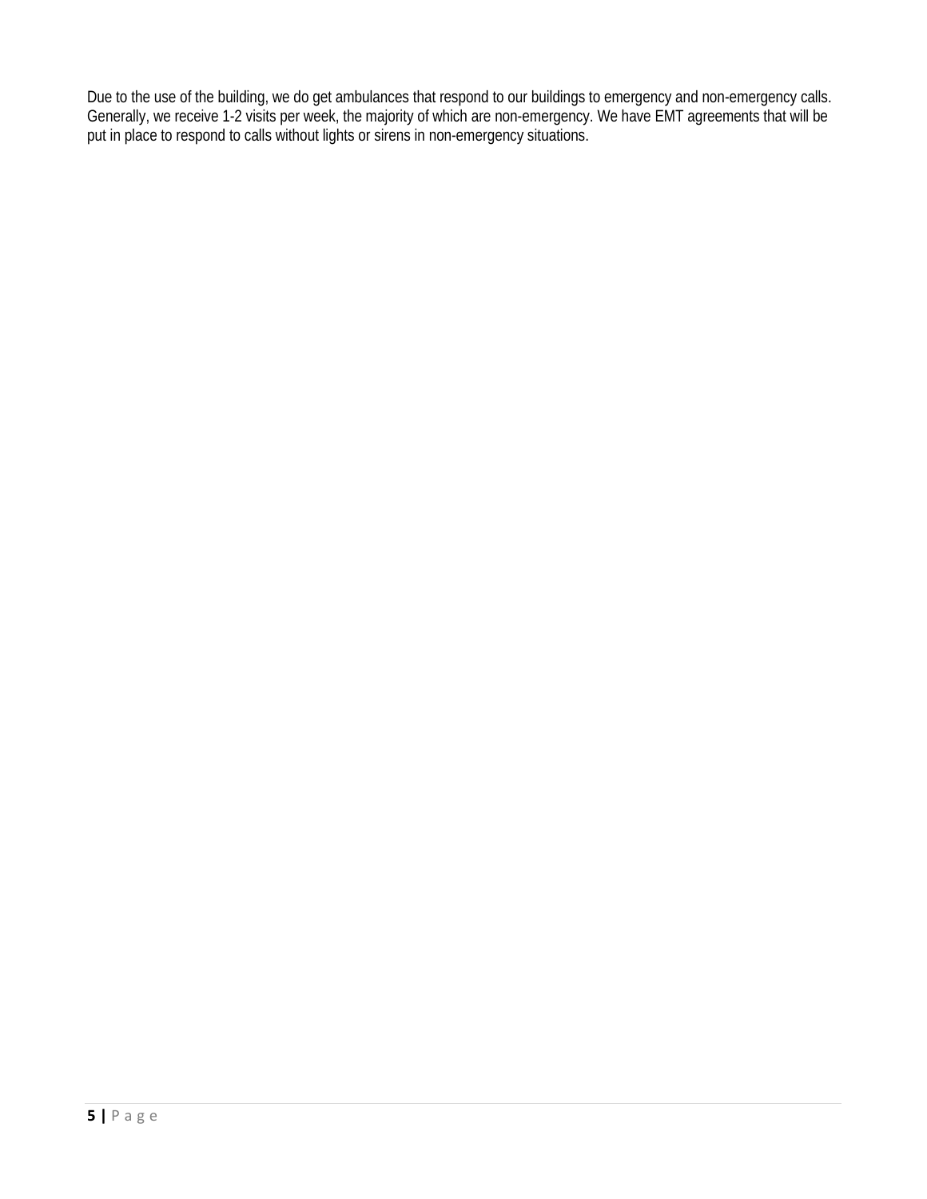Due to the use of the building, we do get ambulances that respond to our buildings to emergency and non-emergency calls. Generally, we receive 1-2 visits per week, the majority of which are non-emergency. We have EMT agreements that will be put in place to respond to calls without lights or sirens in non-emergency situations.